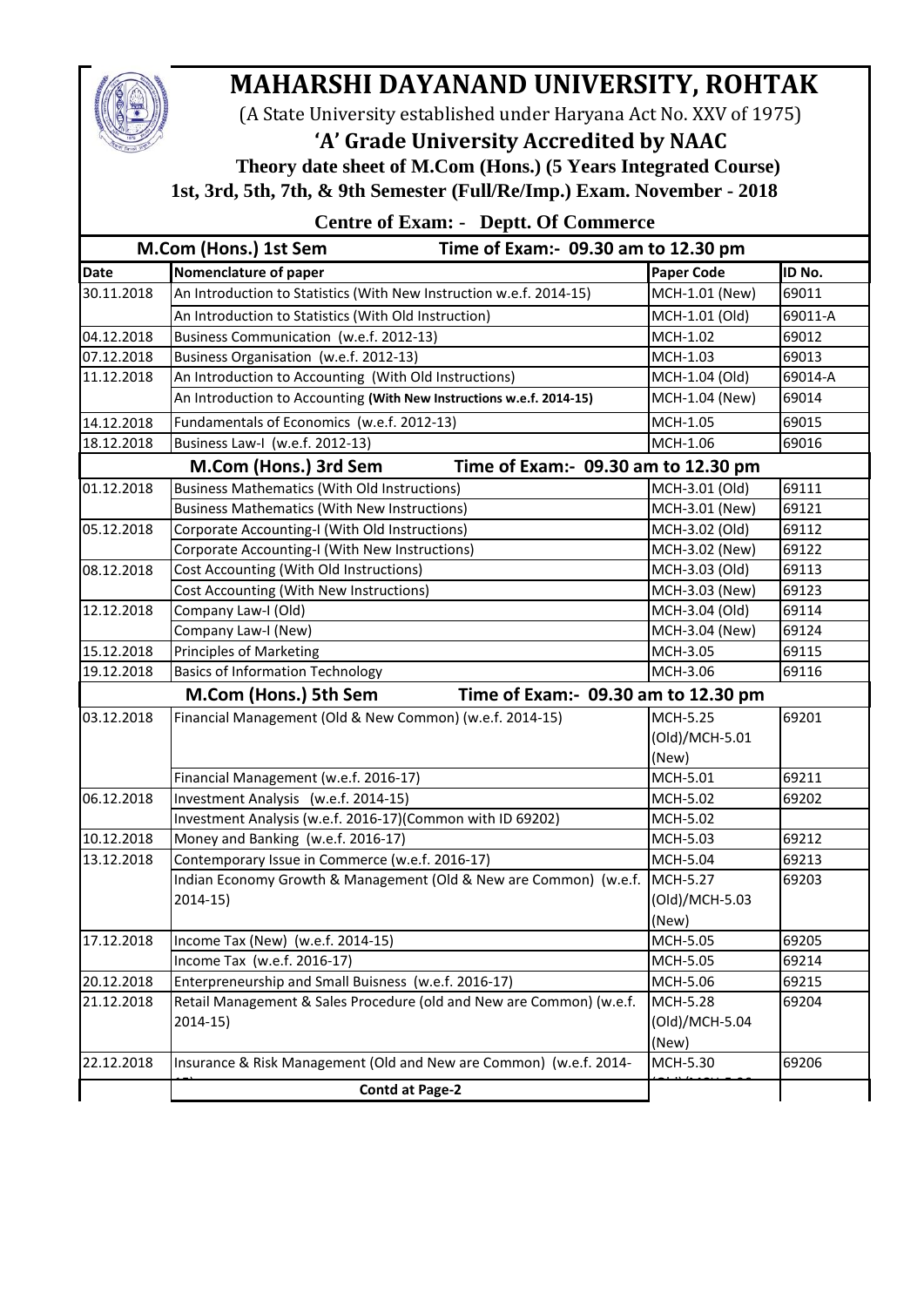# MAHARSHI DAYANAND UNIVERSITY, ROHTAK

(A State University established under Haryana Act No. XXV of 1975)

## 'A' Grade University Accredited by NAAC

**Theory date sheet of M.Com (Hons.) (5 Years Integrated Course)**

**1st, 3rd, 5th, 7th, & 9th Semester (Full/Re/Imp.) Exam. November - 2018**

**Centre of Exam: - Deptt. Of Commerce**

| Date | Nomenclature of paper | Paper Code | ID No. |
|---|---|---|---|
| **M.Com (Hons.) 1st Sem** | **Time of Exam:- 09.30 am to 12.30 pm** | | |
| 30.11.2018 | An Introduction to Statistics (With New Instruction w.e.f. 2014-15) | MCH-1.01 (New) | 69011 |
| | An Introduction to Statistics (With Old Instruction) | MCH-1.01 (Old) | 69011-A |
| 04.12.2018 | Business Communication (w.e.f. 2012-13) | MCH-1.02 | 69012 |
| 07.12.2018 | Business Organisation (w.e.f. 2012-13) | MCH-1.03 | 69013 |
| 11.12.2018 | An Introduction to Accounting (With Old Instructions) | MCH-1.04 (Old) | 69014-A |
| | An Introduction to Accounting **(With New Instructions w.e.f. 2014-15)** | MCH-1.04 (New) | 69014 |
| 14.12.2018 | Fundamentals of Economics (w.e.f. 2012-13) | MCH-1.05 | 69015 |
| 18.12.2018 | Business Law-I (w.e.f. 2012-13) | MCH-1.06 | 69016 |
| **M.Com (Hons.) 3rd Sem** | **Time of Exam:- 09.30 am to 12.30 pm** | | |
| 01.12.2018 | Business Mathematics (With Old Instructions) | MCH-3.01 (Old) | 69111 |
| | Business Mathematics (With New Instructions) | MCH-3.01 (New) | 69121 |
| 05.12.2018 | Corporate Accounting-I (With Old Instructions) | MCH-3.02 (Old) | 69112 |
| | Corporate Accounting-I (With New Instructions) | MCH-3.02 (New) | 69122 |
| 08.12.2018 | Cost Accounting (With Old Instructions) | MCH-3.03 (Old) | 69113 |
| | Cost Accounting (With New Instructions) | MCH-3.03 (New) | 69123 |
| 12.12.2018 | Company Law-I (Old) | MCH-3.04 (Old) | 69114 |
| | Company Law-I (New) | MCH-3.04 (New) | 69124 |
| 15.12.2018 | Principles of Marketing | MCH-3.05 | 69115 |
| 19.12.2018 | Basics of Information Technology | MCH-3.06 | 69116 |
| **M.Com (Hons.) 5th Sem** | **Time of Exam:- 09.30 am to 12.30 pm** | | |
| 03.12.2018 | Financial Management (Old & New Common) (w.e.f. 2014-15) | MCH-5.25 (Old)/MCH-5.01 (New) | 69201 |
| | Financial Management (w.e.f. 2016-17) | MCH-5.01 | 69211 |
| 06.12.2018 | Investment Analysis (w.e.f. 2014-15) | MCH-5.02 | 69202 |
| | Investment Analysis (w.e.f. 2016-17)(Common with ID 69202) | MCH-5.02 | |
| 10.12.2018 | Money and Banking (w.e.f. 2016-17) | MCH-5.03 | 69212 |
| 13.12.2018 | Contemporary Issue in Commerce (w.e.f. 2016-17) | MCH-5.04 | 69213 |
| | Indian Economy Growth & Management (Old & New are Common) (w.e.f. 2014-15) | MCH-5.27 (Old)/MCH-5.03 (New) | 69203 |
| 17.12.2018 | Income Tax (New) (w.e.f. 2014-15) | MCH-5.05 | 69205 |
| | Income Tax (w.e.f. 2016-17) | MCH-5.05 | 69214 |
| 20.12.2018 | Enterpreneurship and Small Buisness (w.e.f. 2016-17) | MCH-5.06 | 69215 |
| 21.12.2018 | Retail Management & Sales Procedure (old and New are Common) (w.e.f. 2014-15) | MCH-5.28 (Old)/MCH-5.04 (New) | 69204 |
| 22.12.2018 | Insurance & Risk Management (Old and New are Common) (w.e.f. 2014- | MCH-5.30 | 69206 |

**Contd at Page-2**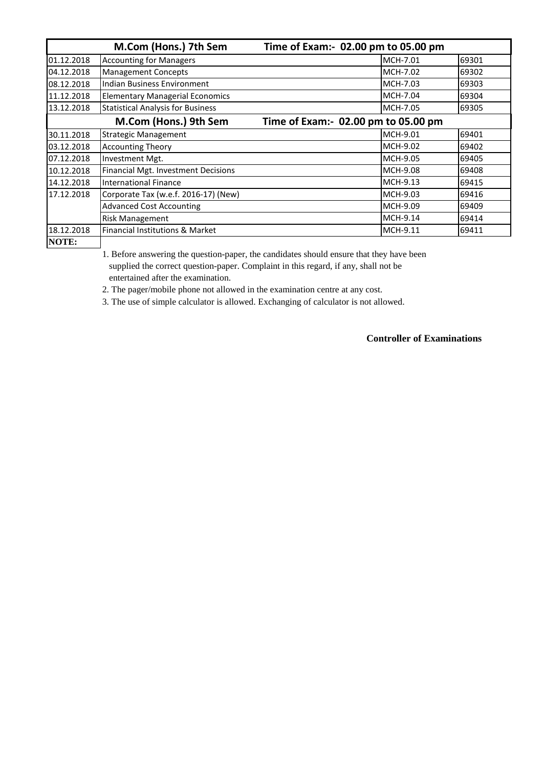| | | | |
|---|---|---|---|
| **M.Com (Hons.) 7th Sem** | **Time of Exam:- 02.00 pm to 05.00 pm** | | |
| 01.12.2018 | Accounting for Managers | MCH-7.01 | 69301 |
| 04.12.2018 | Management Concepts | MCH-7.02 | 69302 |
| 08.12.2018 | Indian Business Environment | MCH-7.03 | 69303 |
| 11.12.2018 | Elementary Managerial Economics | MCH-7.04 | 69304 |
| 13.12.2018 | Statistical Analysis for Business | MCH-7.05 | 69305 |
| **M.Com (Hons.) 9th Sem** | **Time of Exam:- 02.00 pm to 05.00 pm** | | |
| 30.11.2018 | Strategic Management | MCH-9.01 | 69401 |
| 03.12.2018 | Accounting Theory | MCH-9.02 | 69402 |
| 07.12.2018 | Investment Mgt. | MCH-9.05 | 69405 |
| 10.12.2018 | Financial Mgt. Investment Decisions | MCH-9.08 | 69408 |
| 14.12.2018 | International Finance | MCH-9.13 | 69415 |
| 17.12.2018 | Corporate Tax (w.e.f. 2016-17) (New) | MCH-9.03 | 69416 |
| | Advanced Cost Accounting | MCH-9.09 | 69409 |
| | Risk Management | MCH-9.14 | 69414 |
| 18.12.2018 | Financial Institutions & Market | MCH-9.11 | 69411 |

**NOTE:**

1. Before answering the question-paper, the candidates should ensure that they have been supplied the correct question-paper. Complaint in this regard, if any, shall not be entertained after the examination.
2. The pager/mobile phone not allowed in the examination centre at any cost.
3. The use of simple calculator is allowed. Exchanging of calculator is not allowed.

**Controller of Examinations**